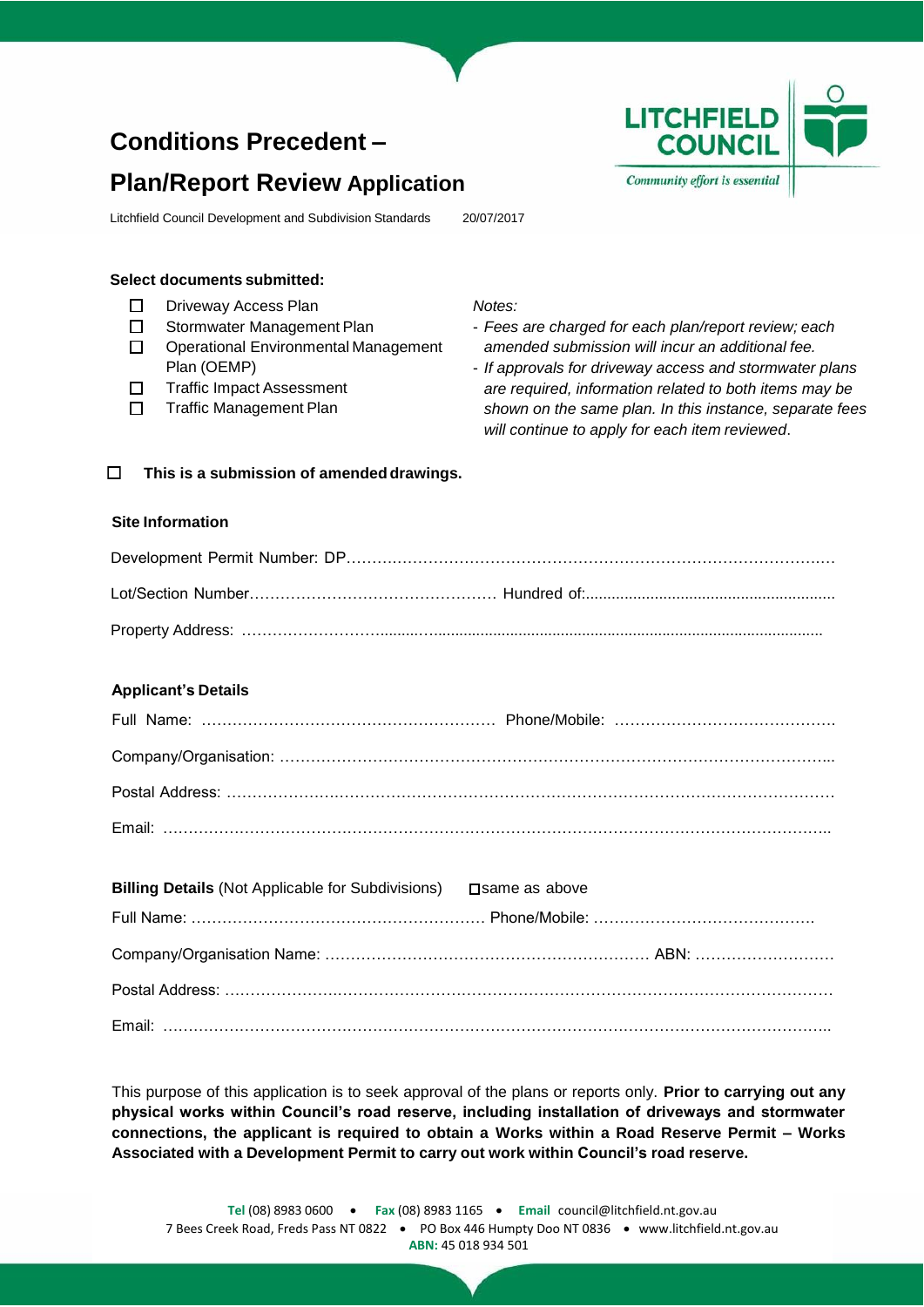# Conditions Precedent –

# Plan/Report Review Application

Litchfield Council Development and Subdivision Standards 20/07/2017

**Select documents submitted:**

- ☐ Driveway Access Plan
- ☐ Stormwater Management Plan
- ☐ Operational Environmental Management Plan (OEMP)
- ☐ Traffic Impact Assessment
- ☐ Traffic Management Plan

*Notes:*

- *Fees are charged for each plan/report review; each amended submission will incur an additional fee.*
- *If approvals for driveway access and stormwater plans are required, information related to both items may be shown on the same plan. In this instance, separate fees will continue to apply for each item reviewed.*

☐ **This is a submission of amended drawings.**

**Site Information**

Development Permit Number: DP……………………………………………………………………………………

Lot/Section Number………………………………………… Hundred of:.........................................................

Property Address: ……………………………………………………………………………………………………

**Applicant's Details**

Full Name: ………………………………………………… Phone/Mobile: ……………………………………

Company/Organisation: …………………………………………………………………………………………...

Postal Address: ……………………………………………………………………………………………………

Email: ……………………………………………………………………………………………………………..

**Billing Details** (Not Applicable for Subdivisions) ☐same as above

Full Name: ………………………………………………… Phone/Mobile: ……………………………………

Company/Organisation Name: ……………………………………………………… ABN: ………………………

Postal Address: ……………………………………………………………………………………………………

Email: ……………………………………………………………………………………………………………..

This purpose of this application is to seek approval of the plans or reports only. **Prior to carrying out any physical works within Council's road reserve, including installation of driveways and stormwater connections, the applicant is required to obtain a Works within a Road Reserve Permit – Works Associated with a Development Permit to carry out work within Council's road reserve.**

**Tel** (08) 8983 0600 • **Fax** (08) 8983 1165 • **Email** council@litchfield.nt.gov.au
7 Bees Creek Road, Freds Pass NT 0822 • PO Box 446 Humpty Doo NT 0836 • www.litchfield.nt.gov.au
**ABN:** 45 018 934 501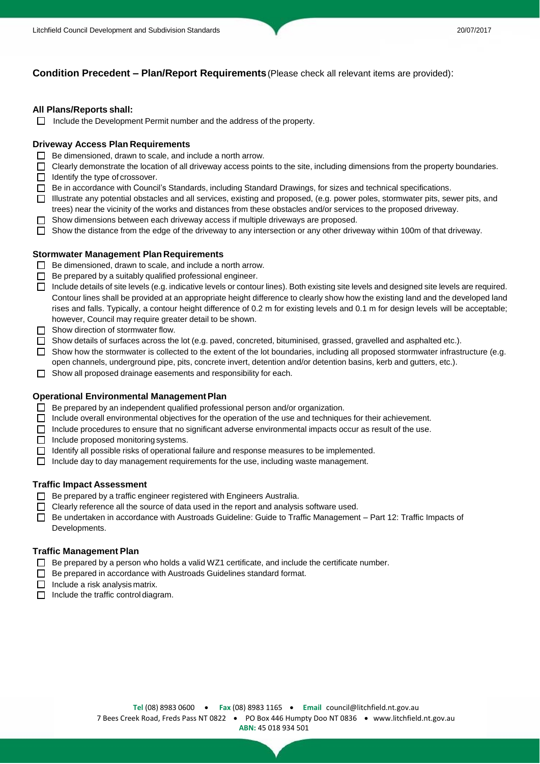## Condition Precedent – Plan/Report Requirements (Please check all relevant items are provided):

### All Plans/Reports shall:

- ☐ Include the Development Permit number and the address of the property.

### Driveway Access Plan Requirements

- ☐ Be dimensioned, drawn to scale, and include a north arrow.
- ☐ Clearly demonstrate the location of all driveway access points to the site, including dimensions from the property boundaries.
- ☐ Identify the type of crossover.
- ☐ Be in accordance with Council's Standards, including Standard Drawings, for sizes and technical specifications.
- ☐ Illustrate any potential obstacles and all services, existing and proposed, (e.g. power poles, stormwater pits, sewer pits, and trees) near the vicinity of the works and distances from these obstacles and/or services to the proposed driveway.
- ☐ Show dimensions between each driveway access if multiple driveways are proposed.
- ☐ Show the distance from the edge of the driveway to any intersection or any other driveway within 100m of that driveway.

### Stormwater Management Plan Requirements

- ☐ Be dimensioned, drawn to scale, and include a north arrow.
- ☐ Be prepared by a suitably qualified professional engineer.
- ☐ Include details of site levels (e.g. indicative levels or contour lines). Both existing site levels and designed site levels are required. Contour lines shall be provided at an appropriate height difference to clearly show how the existing land and the developed land rises and falls. Typically, a contour height difference of 0.2 m for existing levels and 0.1 m for design levels will be acceptable; however, Council may require greater detail to be shown.
- ☐ Show direction of stormwater flow.
- ☐ Show details of surfaces across the lot (e.g. paved, concreted, bituminised, grassed, gravelled and asphalted etc.).
- ☐ Show how the stormwater is collected to the extent of the lot boundaries, including all proposed stormwater infrastructure (e.g. open channels, underground pipe, pits, concrete invert, detention and/or detention basins, kerb and gutters, etc.).
- ☐ Show all proposed drainage easements and responsibility for each.

### Operational Environmental Management Plan

- ☐ Be prepared by an independent qualified professional person and/or organization.
- ☐ Include overall environmental objectives for the operation of the use and techniques for their achievement.
- ☐ Include procedures to ensure that no significant adverse environmental impacts occur as result of the use.
- ☐ Include proposed monitoring systems.
- ☐ Identify all possible risks of operational failure and response measures to be implemented.
- ☐ Include day to day management requirements for the use, including waste management.

### Traffic Impact Assessment

- ☐ Be prepared by a traffic engineer registered with Engineers Australia.
- ☐ Clearly reference all the source of data used in the report and analysis software used.
- ☐ Be undertaken in accordance with Austroads Guideline: Guide to Traffic Management – Part 12: Traffic Impacts of Developments.

### Traffic Management Plan

- ☐ Be prepared by a person who holds a valid WZ1 certificate, and include the certificate number.
- ☐ Be prepared in accordance with Austroads Guidelines standard format.
- ☐ Include a risk analysis matrix.
- ☐ Include the traffic control diagram.

**Tel** (08) 8983 0600 • **Fax** (08) 8983 1165 • **Email** council@litchfield.nt.gov.au
7 Bees Creek Road, Freds Pass NT 0822 • PO Box 446 Humpty Doo NT 0836 • www.litchfield.nt.gov.au
**ABN:** 45 018 934 501